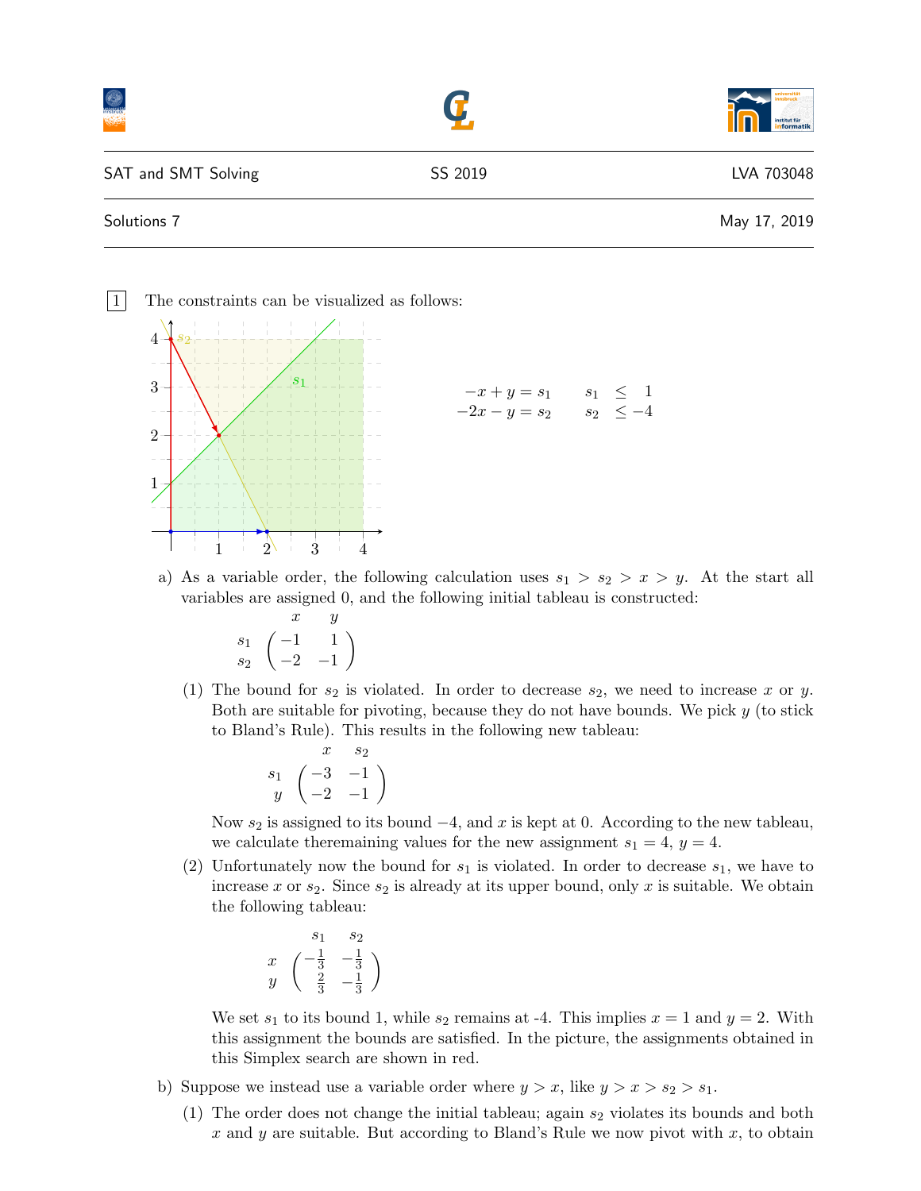SAT and SMT Solving | SS 2019 | LVA 703048

Solutions 7 — May 17, 2019

**1** The constraints can be visualized as follows:

$$
\begin{aligned}
-x + y &= s_1 \qquad & s_1 &\leq 1 \\
-2x - y &= s_2 \qquad & s_2 &\leq -4
\end{aligned}
$$

a) As a variable order, the following calculation uses $s_1 > s_2 > x > y$. At the start all variables are assigned 0, and the following initial tableau is constructed:

$$
\begin{array}{c} \\ s_1 \\ s_2 \end{array}
\begin{array}{c} \begin{array}{cc} x & y \end{array} \\ \begin{pmatrix} -1 & 1 \\ -2 & -1 \end{pmatrix} \end{array}
$$

(1) The bound for $s_2$ is violated. In order to decrease $s_2$, we need to increase $x$ or $y$. Both are suitable for pivoting, because they do not have bounds. We pick $y$ (to stick to Bland's Rule). This results in the following new tableau:

$$
\begin{array}{c} \\ s_1 \\ y \end{array}
\begin{array}{c} \begin{array}{cc} x & s_2 \end{array} \\ \begin{pmatrix} -3 & -1 \\ -2 & -1 \end{pmatrix} \end{array}
$$

Now $s_2$ is assigned to its bound $-4$, and $x$ is kept at 0. According to the new tableau, we calculate theremaining values for the new assignment $s_1 = 4$, $y = 4$.

(2) Unfortunately now the bound for $s_1$ is violated. In order to decrease $s_1$, we have to increase $x$ or $s_2$. Since $s_2$ is already at its upper bound, only $x$ is suitable. We obtain the following tableau:

$$
\begin{array}{c} \\ x \\ y \end{array}
\begin{array}{c} \begin{array}{cc} s_1 & s_2 \end{array} \\ \begin{pmatrix} -\frac{1}{3} & -\frac{1}{3} \\ \frac{2}{3} & -\frac{1}{3} \end{pmatrix} \end{array}
$$

We set $s_1$ to its bound 1, while $s_2$ remains at -4. This implies $x = 1$ and $y = 2$. With this assignment the bounds are satisfied. In the picture, the assignments obtained in this Simplex search are shown in red.

b) Suppose we instead use a variable order where $y > x$, like $y > x > s_2 > s_1$.

(1) The order does not change the initial tableau; again $s_2$ violates its bounds and both $x$ and $y$ are suitable. But according to Bland's Rule we now pivot with $x$, to obtain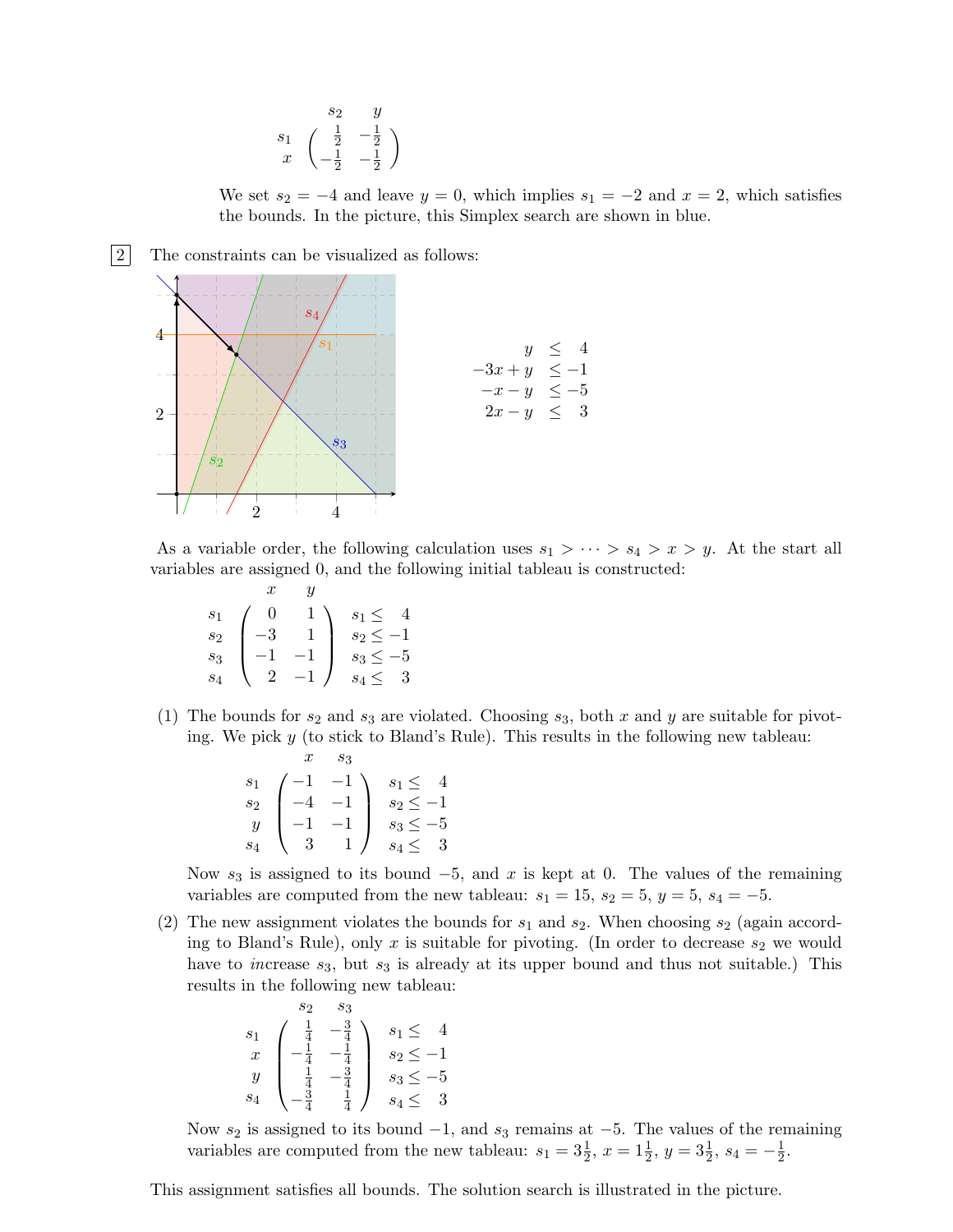$$
\begin{array}{c} \\ s_1 \\ x \end{array}
\begin{array}{c} \begin{array}{cc} s_2 & y \end{array} \\
\begin{pmatrix} \frac{1}{2} & -\frac{1}{2} \\ -\frac{1}{2} & -\frac{1}{2} \end{pmatrix}
\end{array}
$$

We set $s_2 = -4$ and leave $y = 0$, which implies $s_1 = -2$ and $x = 2$, which satisfies the bounds. In the picture, this Simplex search are shown in blue.

**2** The constraints can be visualized as follows:

$$
\begin{aligned}
y &\leq \phantom{-}4 \\
-3x + y &\leq -1 \\
-x - y &\leq -5 \\
2x - y &\leq \phantom{-}3
\end{aligned}
$$

As a variable order, the following calculation uses $s_1 > \cdots > s_4 > x > y$. At the start all variables are assigned 0, and the following initial tableau is constructed:

$$
\begin{array}{c} \\ s_1 \\ s_2 \\ s_3 \\ s_4 \end{array}
\begin{array}{c} \begin{array}{cc} x & y \end{array} \\
\begin{pmatrix} 0 & 1 \\ -3 & 1 \\ -1 & -1 \\ 2 & -1 \end{pmatrix}
\end{array}
\quad
\begin{array}{l} \\ s_1 \leq \phantom{-}4 \\ s_2 \leq -1 \\ s_3 \leq -5 \\ s_4 \leq \phantom{-}3 \end{array}
$$

(1) The bounds for $s_2$ and $s_3$ are violated. Choosing $s_3$, both $x$ and $y$ are suitable for pivoting. We pick $y$ (to stick to Bland's Rule). This results in the following new tableau:

$$
\begin{array}{c} \\ s_1 \\ s_2 \\ y \\ s_4 \end{array}
\begin{array}{c} \begin{array}{cc} x & s_3 \end{array} \\
\begin{pmatrix} -1 & -1 \\ -4 & -1 \\ -1 & -1 \\ 3 & 1 \end{pmatrix}
\end{array}
\quad
\begin{array}{l} \\ s_1 \leq \phantom{-}4 \\ s_2 \leq -1 \\ s_3 \leq -5 \\ s_4 \leq \phantom{-}3 \end{array}
$$

Now $s_3$ is assigned to its bound $-5$, and $x$ is kept at 0. The values of the remaining variables are computed from the new tableau: $s_1 = 15$, $s_2 = 5$, $y = 5$, $s_4 = -5$.

(2) The new assignment violates the bounds for $s_1$ and $s_2$. When choosing $s_2$ (again according to Bland's Rule), only $x$ is suitable for pivoting. (In order to decrease $s_2$ we would have to *in*crease $s_3$, but $s_3$ is already at its upper bound and thus not suitable.) This results in the following new tableau:

$$
\begin{array}{c} \\ s_1 \\ x \\ y \\ s_4 \end{array}
\begin{array}{c} \begin{array}{cc} s_2 & s_3 \end{array} \\
\begin{pmatrix} \frac{1}{4} & -\frac{3}{4} \\ -\frac{1}{4} & -\frac{1}{4} \\ \frac{1}{4} & -\frac{3}{4} \\ -\frac{3}{4} & \frac{1}{4} \end{pmatrix}
\end{array}
\quad
\begin{array}{l} \\ s_1 \leq \phantom{-}4 \\ s_2 \leq -1 \\ s_3 \leq -5 \\ s_4 \leq \phantom{-}3 \end{array}
$$

Now $s_2$ is assigned to its bound $-1$, and $s_3$ remains at $-5$. The values of the remaining variables are computed from the new tableau: $s_1 = 3\frac{1}{2}$, $x = 1\frac{1}{2}$, $y = 3\frac{1}{2}$, $s_4 = -\frac{1}{2}$.

This assignment satisfies all bounds. The solution search is illustrated in the picture.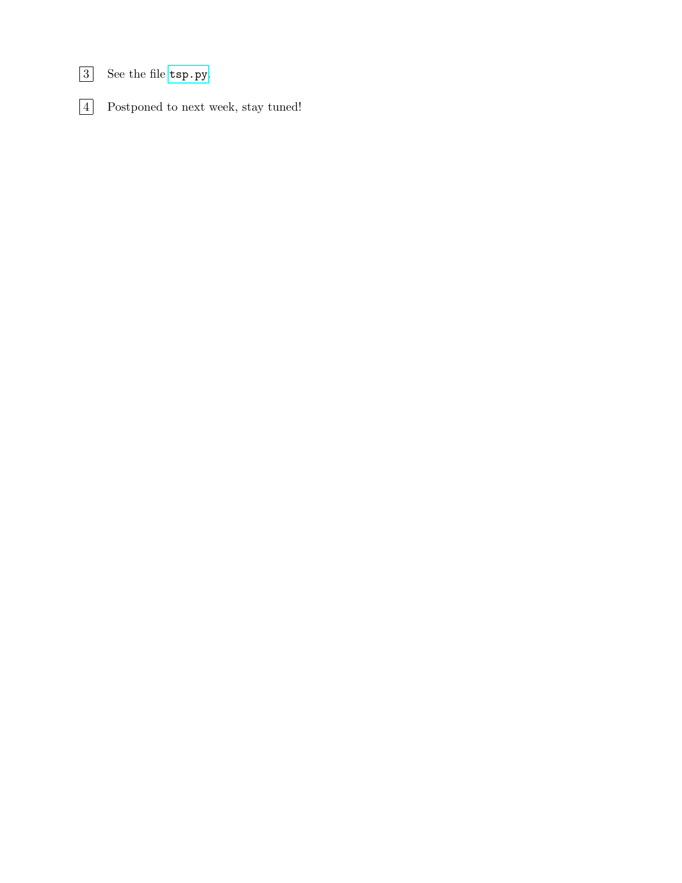3 See the file `tsp.py`.

4 Postponed to next week, stay tuned!